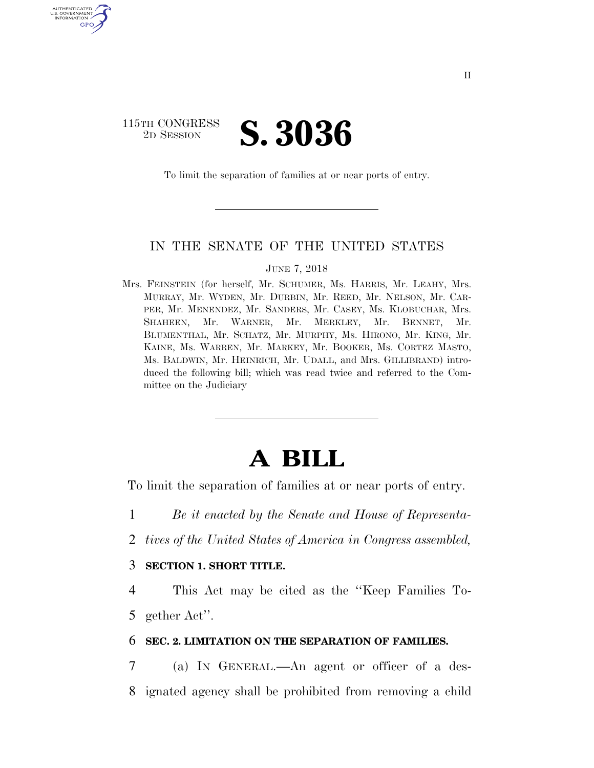115TH CONGRESS
2D SESSION

# S. 3036

To limit the separation of families at or near ports of entry.

---

IN THE SENATE OF THE UNITED STATES

JUNE 7, 2018

Mrs. FEINSTEIN (for herself, Mr. SCHUMER, Ms. HARRIS, Mr. LEAHY, Mrs. MURRAY, Mr. WYDEN, Mr. DURBIN, Mr. REED, Mr. NELSON, Mr. CARPER, Mr. MENENDEZ, Mr. SANDERS, Mr. CASEY, Ms. KLOBUCHAR, Mrs. SHAHEEN, Mr. WARNER, Mr. MERKLEY, Mr. BENNET, Mr. BLUMENTHAL, Mr. SCHATZ, Mr. MURPHY, Ms. HIRONO, Mr. KING, Mr. KAINE, Ms. WARREN, Mr. MARKEY, Mr. BOOKER, Ms. CORTEZ MASTO, Ms. BALDWIN, Mr. HEINRICH, Mr. UDALL, and Mrs. GILLIBRAND) introduced the following bill; which was read twice and referred to the Committee on the Judiciary

---

# A BILL

To limit the separation of families at or near ports of entry.

1 *Be it enacted by the Senate and House of Representa-*
2 *tives of the United States of America in Congress assembled,*

3 **SECTION 1. SHORT TITLE.**

4 This Act may be cited as the ''Keep Families To-
5 gether Act''.

6 **SEC. 2. LIMITATION ON THE SEPARATION OF FAMILIES.**

7 (a) IN GENERAL.—An agent or officer of a des-
8 ignated agency shall be prohibited from removing a child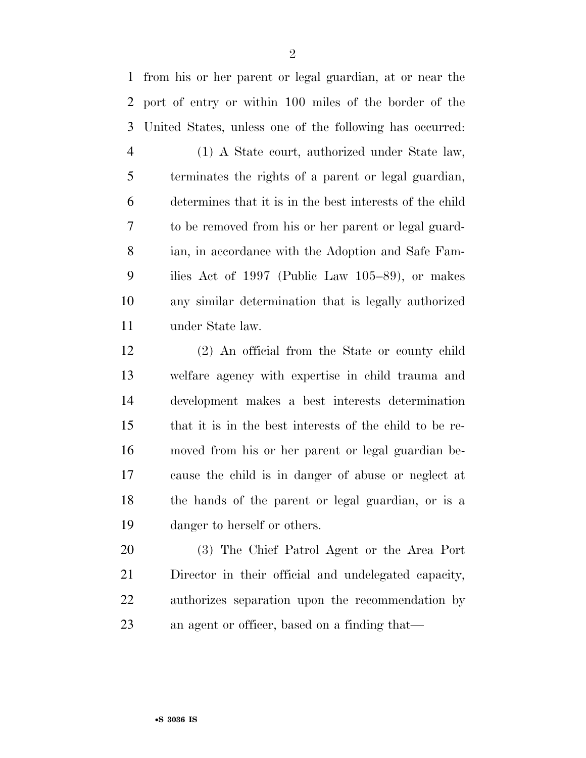from his or her parent or legal guardian, at or near the port of entry or within 100 miles of the border of the United States, unless one of the following has occurred:

(1) A State court, authorized under State law, terminates the rights of a parent or legal guardian, determines that it is in the best interests of the child to be removed from his or her parent or legal guardian, in accordance with the Adoption and Safe Families Act of 1997 (Public Law 105–89), or makes any similar determination that is legally authorized under State law.

(2) An official from the State or county child welfare agency with expertise in child trauma and development makes a best interests determination that it is in the best interests of the child to be removed from his or her parent or legal guardian because the child is in danger of abuse or neglect at the hands of the parent or legal guardian, or is a danger to herself or others.

(3) The Chief Patrol Agent or the Area Port Director in their official and undelegated capacity, authorizes separation upon the recommendation by an agent or officer, based on a finding that—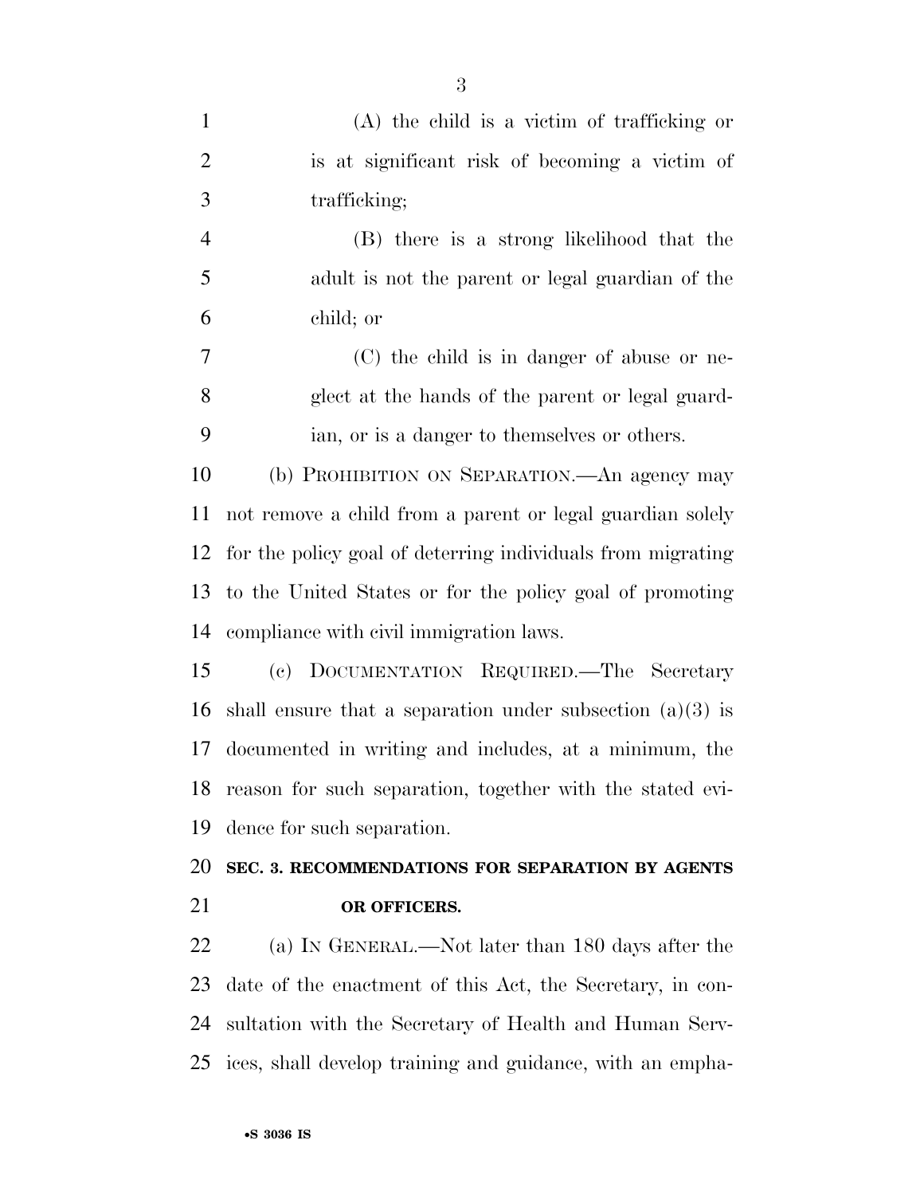(A) the child is a victim of trafficking or is at significant risk of becoming a victim of trafficking;

(B) there is a strong likelihood that the adult is not the parent or legal guardian of the child; or

(C) the child is in danger of abuse or neglect at the hands of the parent or legal guardian, or is a danger to themselves or others.

(b) PROHIBITION ON SEPARATION.—An agency may not remove a child from a parent or legal guardian solely for the policy goal of deterring individuals from migrating to the United States or for the policy goal of promoting compliance with civil immigration laws.

(c) DOCUMENTATION REQUIRED.—The Secretary shall ensure that a separation under subsection (a)(3) is documented in writing and includes, at a minimum, the reason for such separation, together with the stated evidence for such separation.

## SEC. 3. RECOMMENDATIONS FOR SEPARATION BY AGENTS OR OFFICERS.

(a) IN GENERAL.—Not later than 180 days after the date of the enactment of this Act, the Secretary, in consultation with the Secretary of Health and Human Services, shall develop training and guidance, with an empha-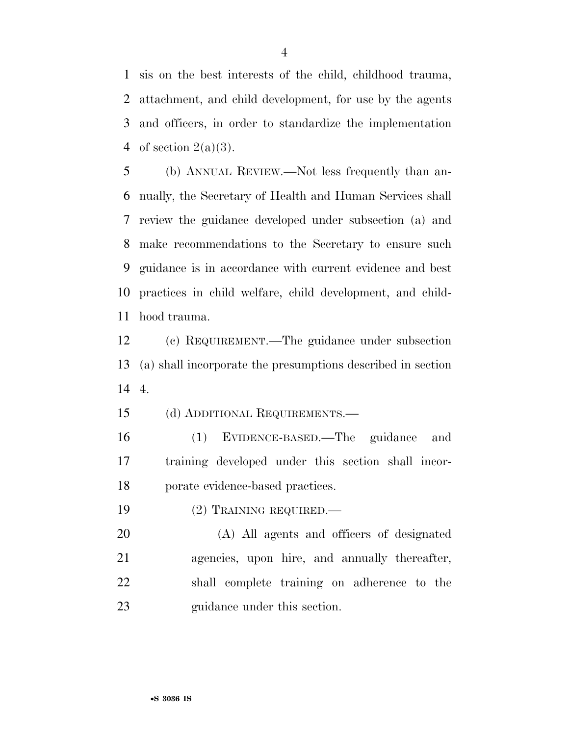sis on the best interests of the child, childhood trauma, attachment, and child development, for use by the agents and officers, in order to standardize the implementation of section 2(a)(3).

(b) ANNUAL REVIEW.—Not less frequently than annually, the Secretary of Health and Human Services shall review the guidance developed under subsection (a) and make recommendations to the Secretary to ensure such guidance is in accordance with current evidence and best practices in child welfare, child development, and childhood trauma.

(c) REQUIREMENT.—The guidance under subsection (a) shall incorporate the presumptions described in section 4.

(d) ADDITIONAL REQUIREMENTS.—

(1) EVIDENCE-BASED.—The guidance and training developed under this section shall incorporate evidence-based practices.

(2) TRAINING REQUIRED.—

(A) All agents and officers of designated agencies, upon hire, and annually thereafter, shall complete training on adherence to the guidance under this section.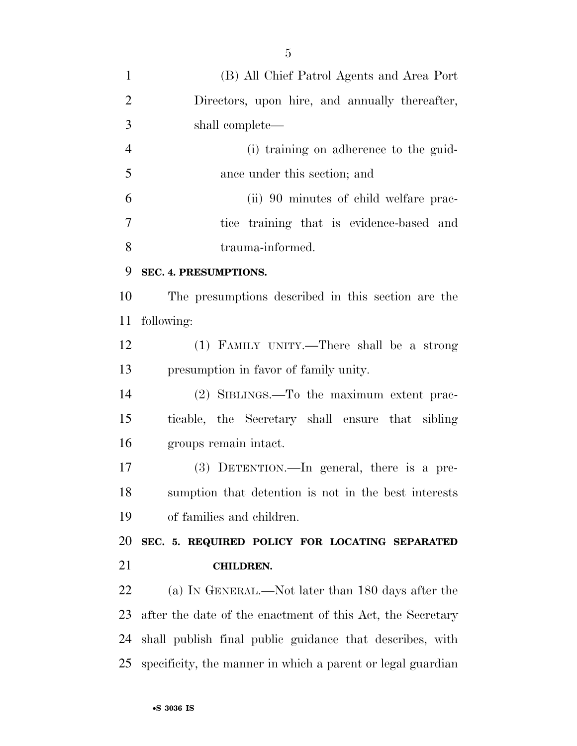(B) All Chief Patrol Agents and Area Port Directors, upon hire, and annually thereafter, shall complete—

(i) training on adherence to the guidance under this section; and

(ii) 90 minutes of child welfare practice training that is evidence-based and trauma-informed.

**SEC. 4. PRESUMPTIONS.**

The presumptions described in this section are the following:

(1) FAMILY UNITY.—There shall be a strong presumption in favor of family unity.

(2) SIBLINGS.—To the maximum extent practicable, the Secretary shall ensure that sibling groups remain intact.

(3) DETENTION.—In general, there is a presumption that detention is not in the best interests of families and children.

**SEC. 5. REQUIRED POLICY FOR LOCATING SEPARATED CHILDREN.**

(a) IN GENERAL.—Not later than 180 days after the after the date of the enactment of this Act, the Secretary shall publish final public guidance that describes, with specificity, the manner in which a parent or legal guardian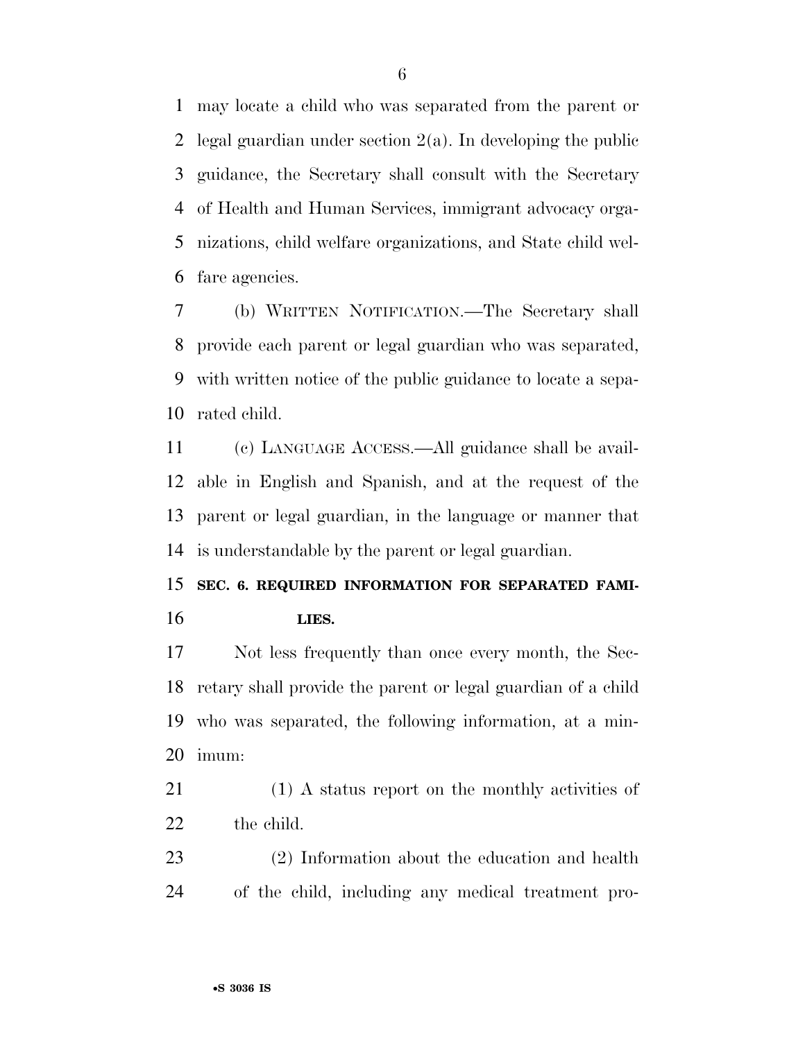may locate a child who was separated from the parent or legal guardian under section 2(a). In developing the public guidance, the Secretary shall consult with the Secretary of Health and Human Services, immigrant advocacy organizations, child welfare organizations, and State child welfare agencies.

(b) WRITTEN NOTIFICATION.—The Secretary shall provide each parent or legal guardian who was separated, with written notice of the public guidance to locate a separated child.

(c) LANGUAGE ACCESS.—All guidance shall be available in English and Spanish, and at the request of the parent or legal guardian, in the language or manner that is understandable by the parent or legal guardian.

**SEC. 6. REQUIRED INFORMATION FOR SEPARATED FAMILIES.**

Not less frequently than once every month, the Secretary shall provide the parent or legal guardian of a child who was separated, the following information, at a minimum:

(1) A status report on the monthly activities of the child.

(2) Information about the education and health of the child, including any medical treatment pro-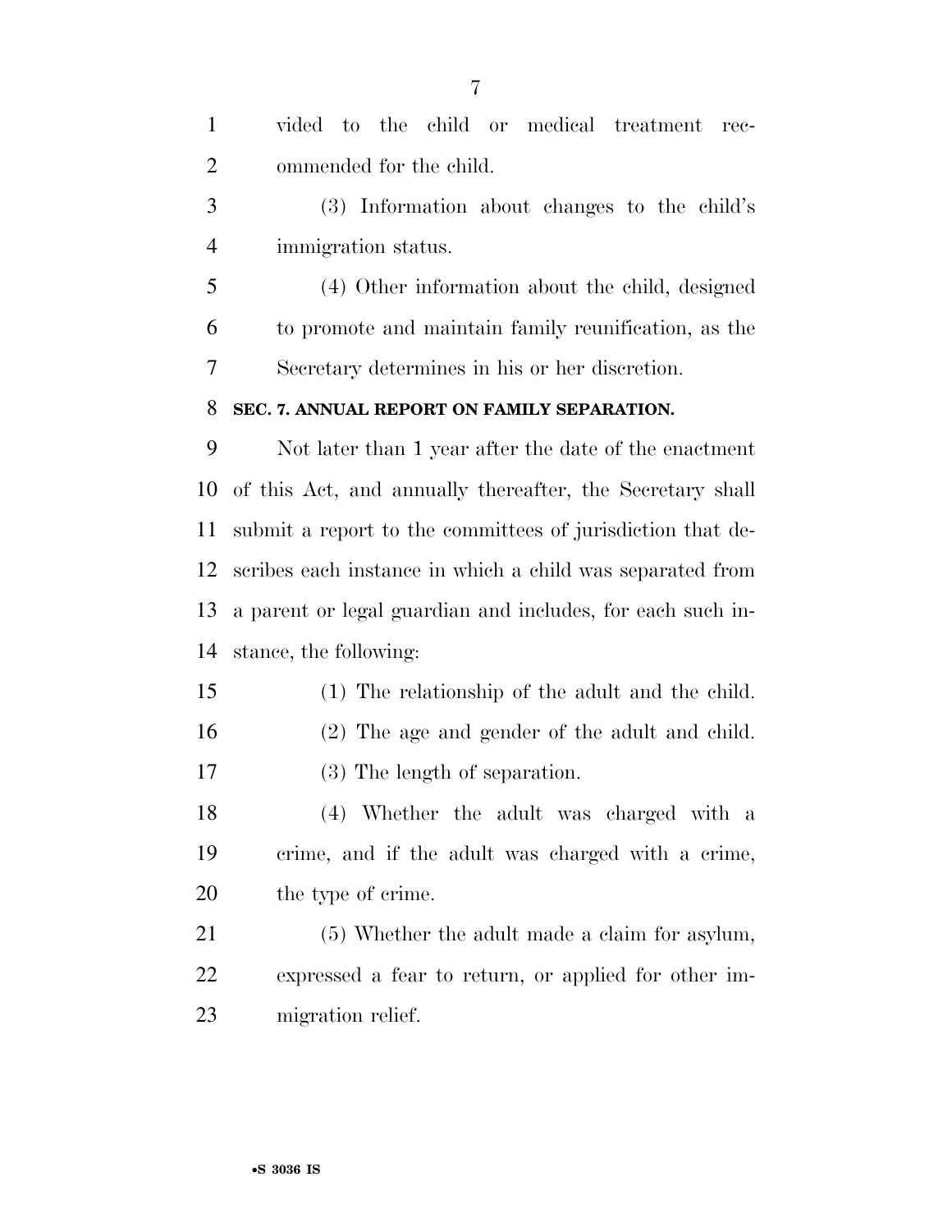vided to the child or medical treatment recommended for the child.

(3) Information about changes to the child's immigration status.

(4) Other information about the child, designed to promote and maintain family reunification, as the Secretary determines in his or her discretion.

**SEC. 7. ANNUAL REPORT ON FAMILY SEPARATION.**

Not later than 1 year after the date of the enactment of this Act, and annually thereafter, the Secretary shall submit a report to the committees of jurisdiction that describes each instance in which a child was separated from a parent or legal guardian and includes, for each such instance, the following:

(1) The relationship of the adult and the child.

(2) The age and gender of the adult and child.

(3) The length of separation.

(4) Whether the adult was charged with a crime, and if the adult was charged with a crime, the type of crime.

(5) Whether the adult made a claim for asylum, expressed a fear to return, or applied for other immigration relief.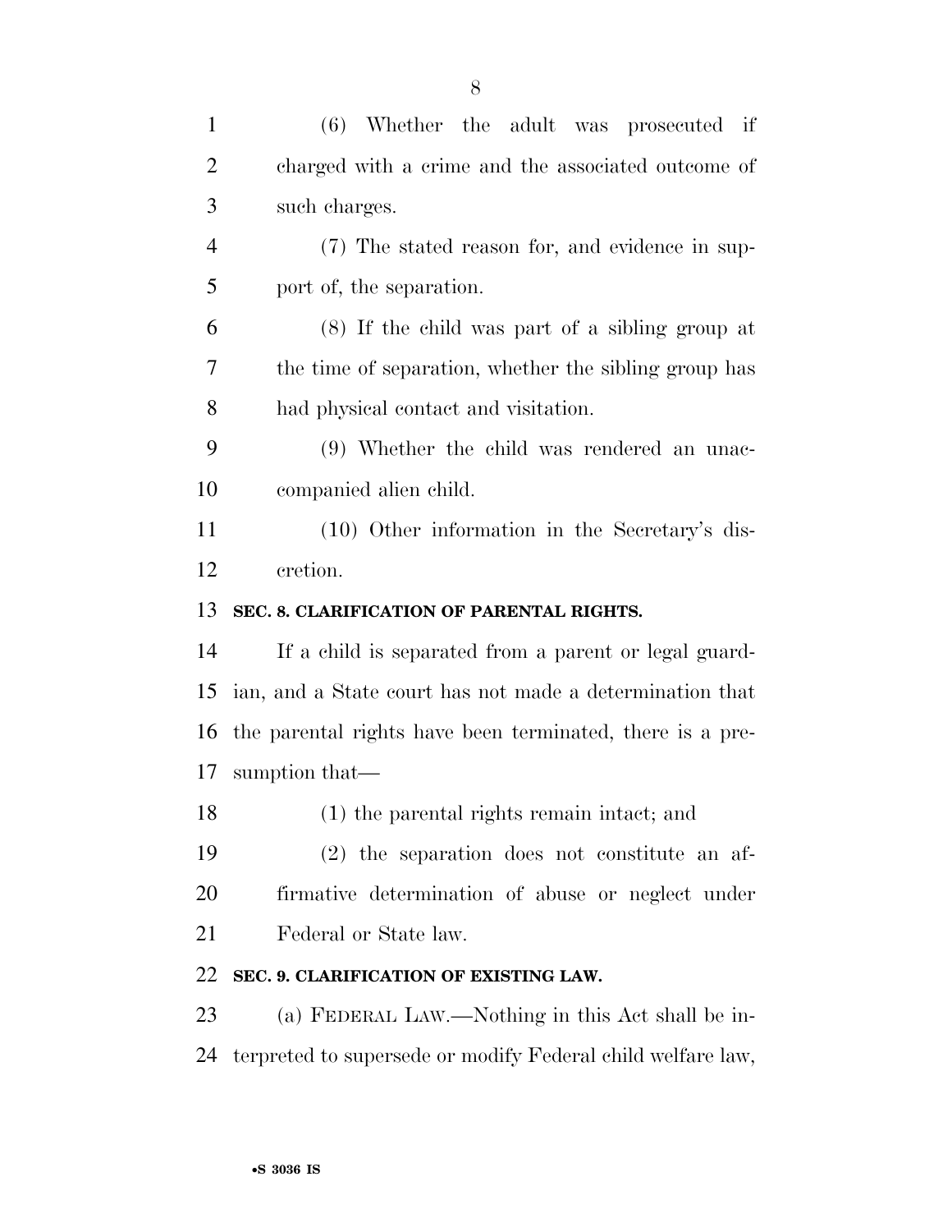(6) Whether the adult was prosecuted if charged with a crime and the associated outcome of such charges.

(7) The stated reason for, and evidence in support of, the separation.

(8) If the child was part of a sibling group at the time of separation, whether the sibling group has had physical contact and visitation.

(9) Whether the child was rendered an unaccompanied alien child.

(10) Other information in the Secretary's discretion.

**SEC. 8. CLARIFICATION OF PARENTAL RIGHTS.**

If a child is separated from a parent or legal guardian, and a State court has not made a determination that the parental rights have been terminated, there is a presumption that—

(1) the parental rights remain intact; and

(2) the separation does not constitute an affirmative determination of abuse or neglect under Federal or State law.

**SEC. 9. CLARIFICATION OF EXISTING LAW.**

(a) FEDERAL LAW.—Nothing in this Act shall be interpreted to supersede or modify Federal child welfare law,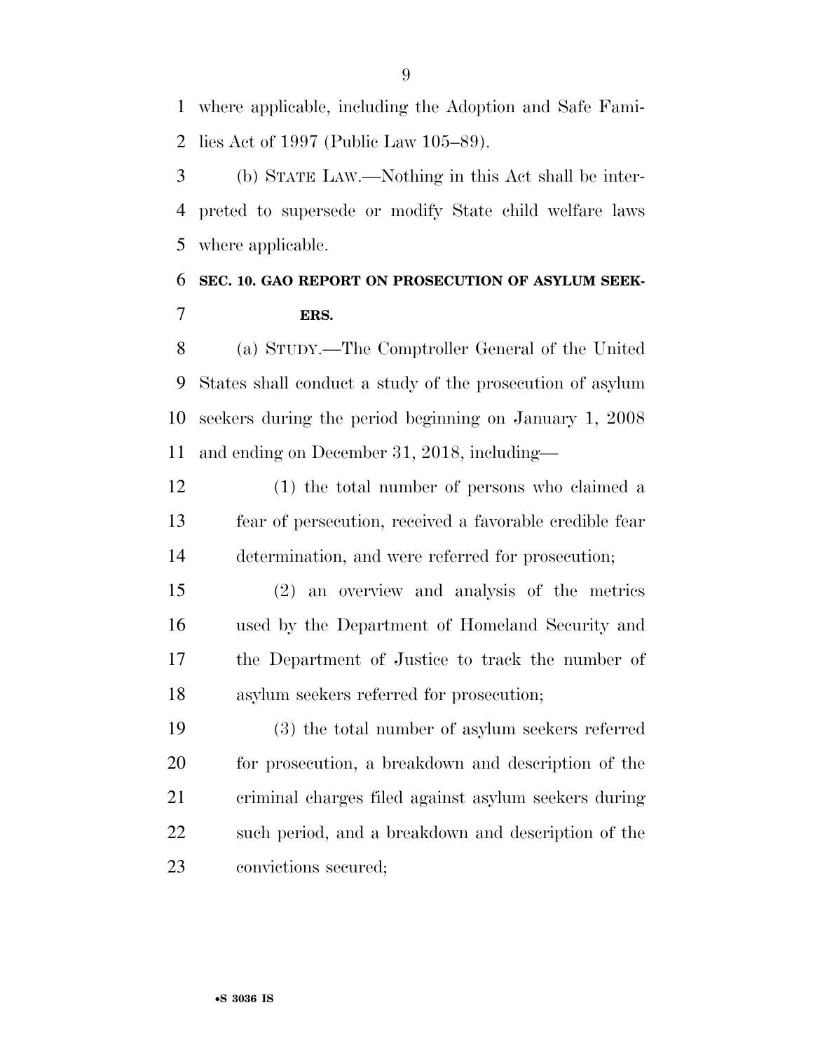where applicable, including the Adoption and Safe Families Act of 1997 (Public Law 105–89).

(b) STATE LAW.—Nothing in this Act shall be interpreted to supersede or modify State child welfare laws where applicable.

**SEC. 10. GAO REPORT ON PROSECUTION OF ASYLUM SEEKERS.**

(a) STUDY.—The Comptroller General of the United States shall conduct a study of the prosecution of asylum seekers during the period beginning on January 1, 2008 and ending on December 31, 2018, including—

(1) the total number of persons who claimed a fear of persecution, received a favorable credible fear determination, and were referred for prosecution;

(2) an overview and analysis of the metrics used by the Department of Homeland Security and the Department of Justice to track the number of asylum seekers referred for prosecution;

(3) the total number of asylum seekers referred for prosecution, a breakdown and description of the criminal charges filed against asylum seekers during such period, and a breakdown and description of the convictions secured;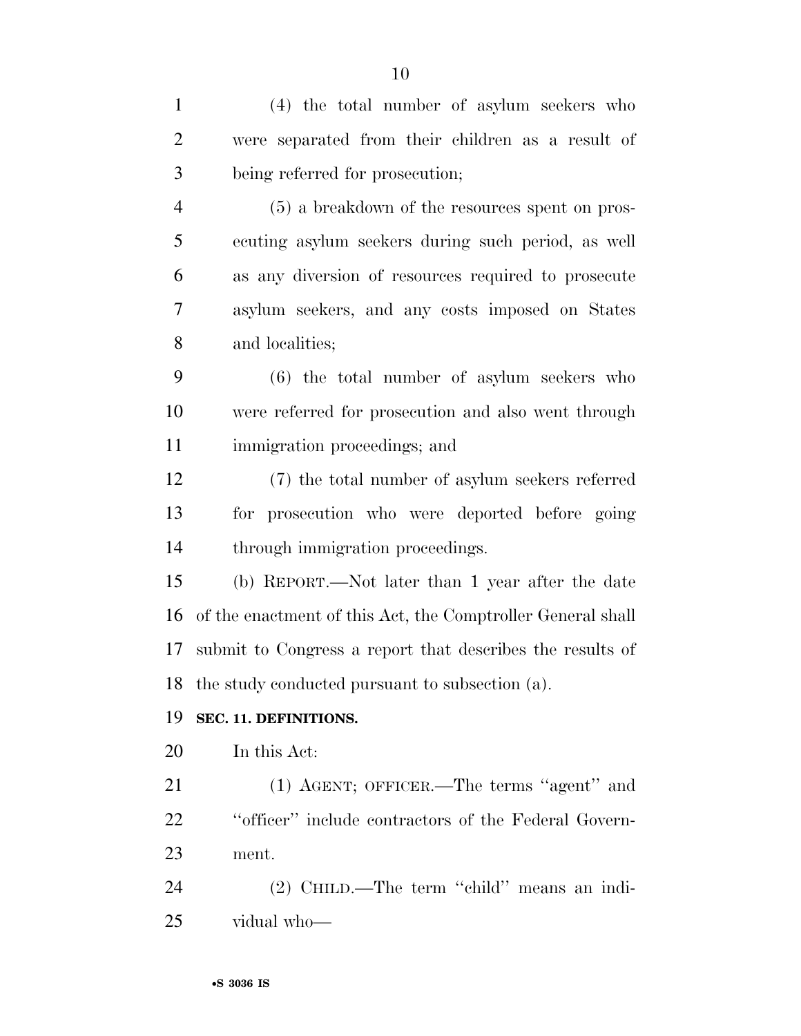(4) the total number of asylum seekers who were separated from their children as a result of being referred for prosecution;

(5) a breakdown of the resources spent on prosecuting asylum seekers during such period, as well as any diversion of resources required to prosecute asylum seekers, and any costs imposed on States and localities;

(6) the total number of asylum seekers who were referred for prosecution and also went through immigration proceedings; and

(7) the total number of asylum seekers referred for prosecution who were deported before going through immigration proceedings.

(b) REPORT.—Not later than 1 year after the date of the enactment of this Act, the Comptroller General shall submit to Congress a report that describes the results of the study conducted pursuant to subsection (a).

**SEC. 11. DEFINITIONS.**

In this Act:

(1) AGENT; OFFICER.—The terms "agent" and "officer" include contractors of the Federal Government.

(2) CHILD.—The term "child" means an individual who—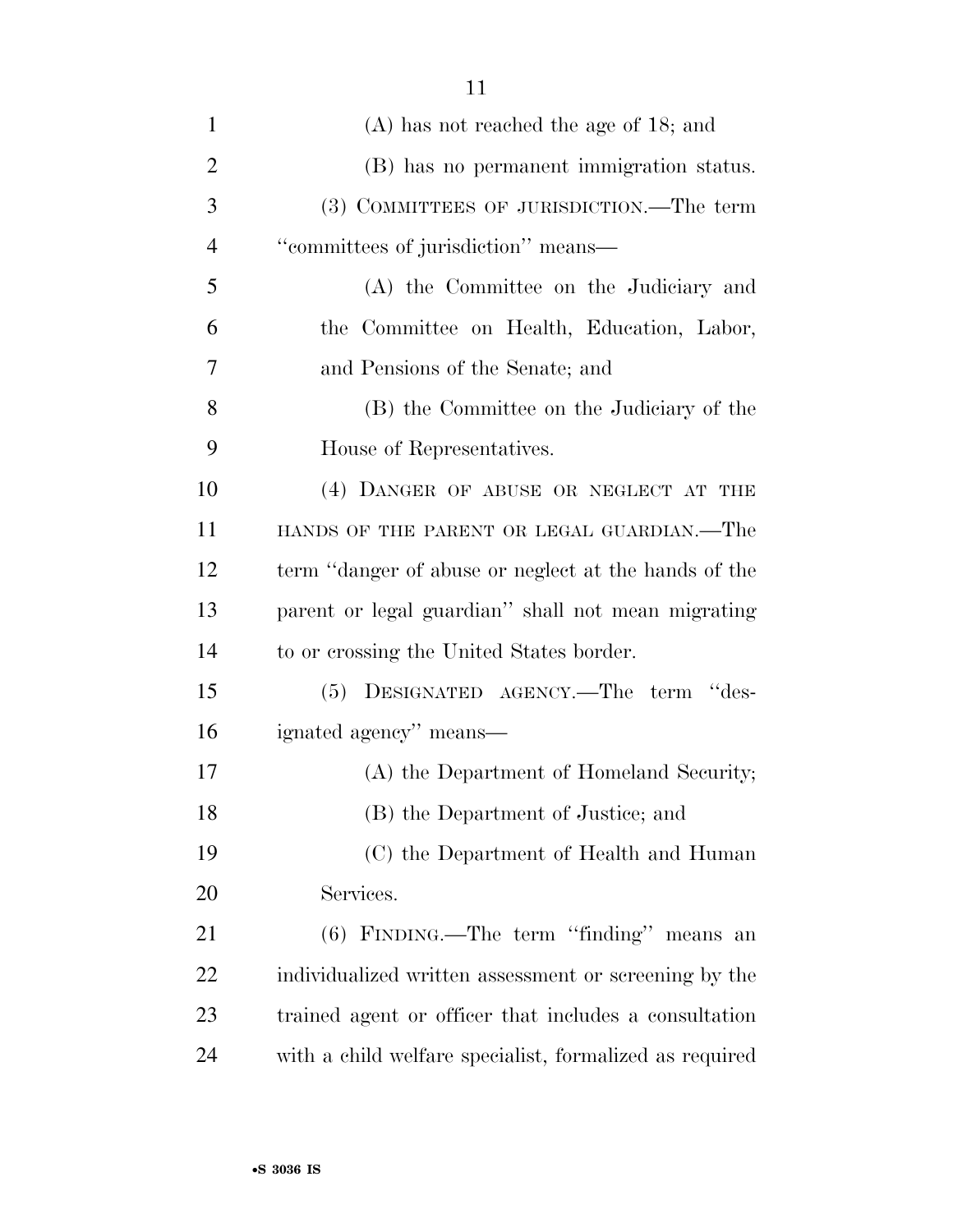(A) has not reached the age of 18; and

(B) has no permanent immigration status.

(3) COMMITTEES OF JURISDICTION.—The term "committees of jurisdiction" means—

(A) the Committee on the Judiciary and the Committee on Health, Education, Labor, and Pensions of the Senate; and

(B) the Committee on the Judiciary of the House of Representatives.

(4) DANGER OF ABUSE OR NEGLECT AT THE HANDS OF THE PARENT OR LEGAL GUARDIAN.—The term "danger of abuse or neglect at the hands of the parent or legal guardian" shall not mean migrating to or crossing the United States border.

(5) DESIGNATED AGENCY.—The term "designated agency" means—

(A) the Department of Homeland Security;

(B) the Department of Justice; and

(C) the Department of Health and Human Services.

(6) FINDING.—The term "finding" means an individualized written assessment or screening by the trained agent or officer that includes a consultation with a child welfare specialist, formalized as required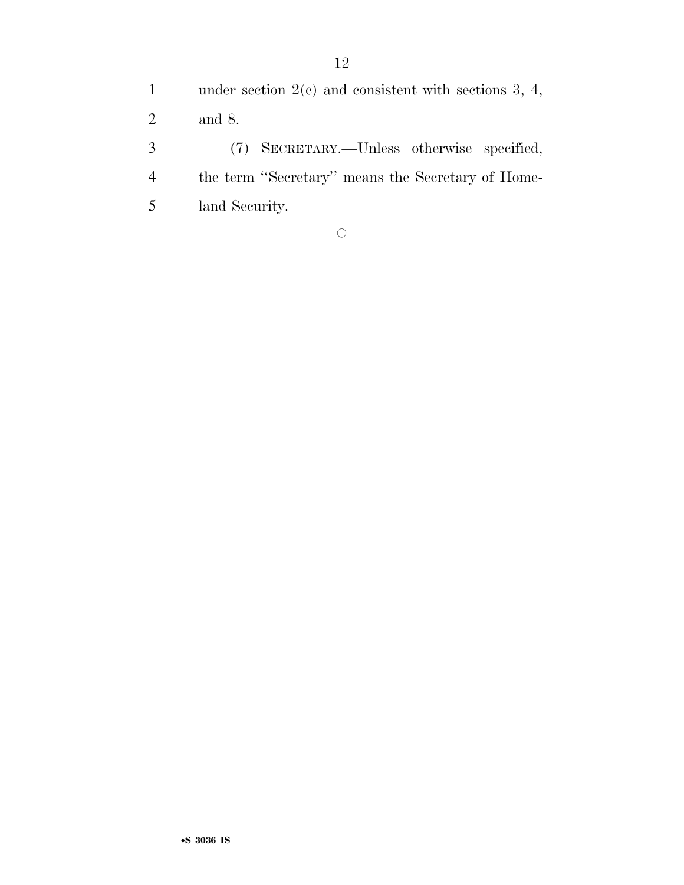under section 2(c) and consistent with sections 3, 4, and 8.

(7) SECRETARY.—Unless otherwise specified, the term "Secretary" means the Secretary of Homeland Security.

○